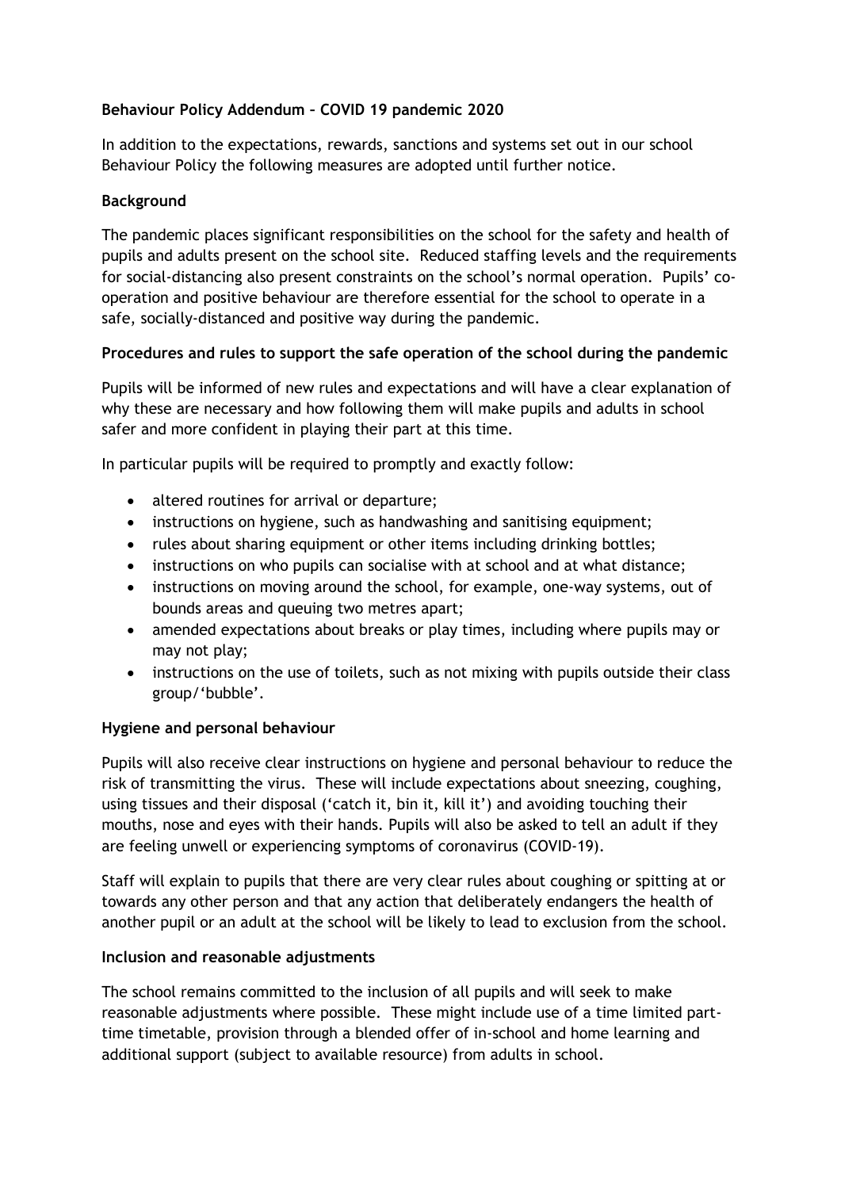# Behaviour Policy Addendum – COVID 19 pandemic 2020

In addition to the expectations, rewards, sanctions and systems set out in our school Behaviour Policy the following measures are adopted until further notice.

## Background

The pandemic places significant responsibilities on the school for the safety and health of pupils and adults present on the school site. Reduced staffing levels and the requirements for social-distancing also present constraints on the school's normal operation. Pupils' co-operation and positive behaviour are therefore essential for the school to operate in a safe, socially-distanced and positive way during the pandemic.

## Procedures and rules to support the safe operation of the school during the pandemic

Pupils will be informed of new rules and expectations and will have a clear explanation of why these are necessary and how following them will make pupils and adults in school safer and more confident in playing their part at this time.

In particular pupils will be required to promptly and exactly follow:

- altered routines for arrival or departure;
- instructions on hygiene, such as handwashing and sanitising equipment;
- rules about sharing equipment or other items including drinking bottles;
- instructions on who pupils can socialise with at school and at what distance;
- instructions on moving around the school, for example, one-way systems, out of bounds areas and queuing two metres apart;
- amended expectations about breaks or play times, including where pupils may or may not play;
- instructions on the use of toilets, such as not mixing with pupils outside their class group/'bubble'.

## Hygiene and personal behaviour

Pupils will also receive clear instructions on hygiene and personal behaviour to reduce the risk of transmitting the virus. These will include expectations about sneezing, coughing, using tissues and their disposal ('catch it, bin it, kill it') and avoiding touching their mouths, nose and eyes with their hands. Pupils will also be asked to tell an adult if they are feeling unwell or experiencing symptoms of coronavirus (COVID-19).

Staff will explain to pupils that there are very clear rules about coughing or spitting at or towards any other person and that any action that deliberately endangers the health of another pupil or an adult at the school will be likely to lead to exclusion from the school.

## Inclusion and reasonable adjustments

The school remains committed to the inclusion of all pupils and will seek to make reasonable adjustments where possible. These might include use of a time limited part-time timetable, provision through a blended offer of in-school and home learning and additional support (subject to available resource) from adults in school.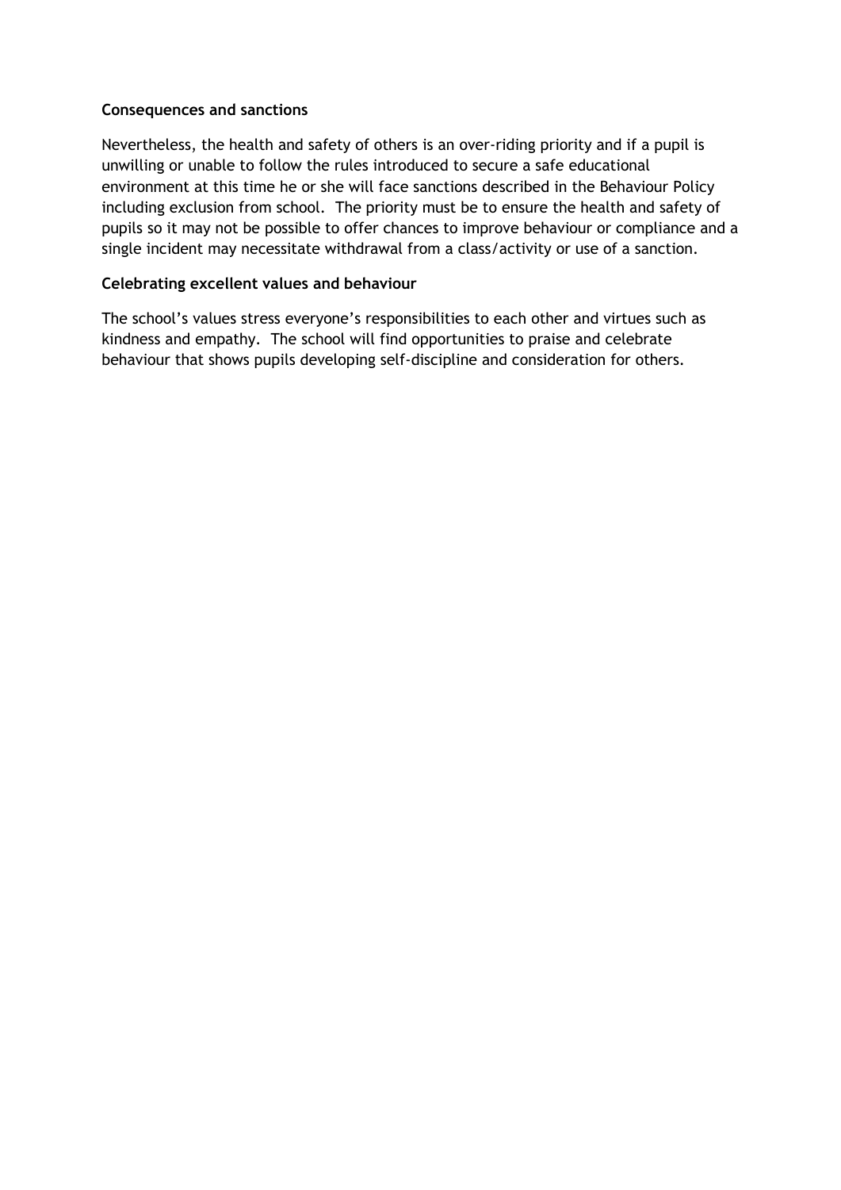**Consequences and sanctions**

Nevertheless, the health and safety of others is an over-riding priority and if a pupil is unwilling or unable to follow the rules introduced to secure a safe educational environment at this time he or she will face sanctions described in the Behaviour Policy including exclusion from school. The priority must be to ensure the health and safety of pupils so it may not be possible to offer chances to improve behaviour or compliance and a single incident may necessitate withdrawal from a class/activity or use of a sanction.

**Celebrating excellent values and behaviour**

The school's values stress everyone's responsibilities to each other and virtues such as kindness and empathy. The school will find opportunities to praise and celebrate behaviour that shows pupils developing self-discipline and consideration for others.